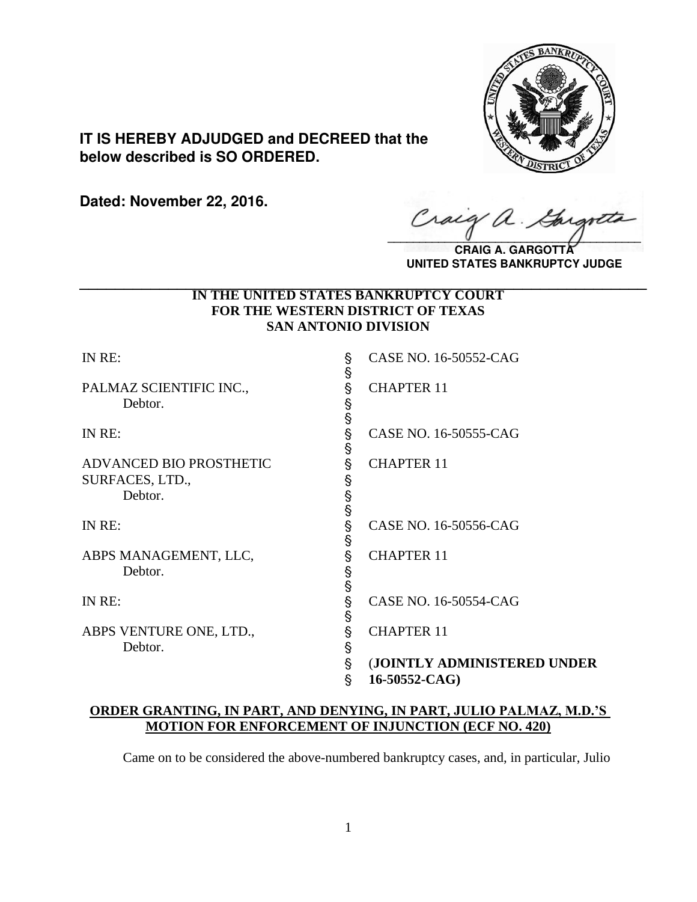**IT IS HEREBY ADJUDGED and DECREED that the below described is SO ORDERED.**

**Dated: November 22, 2016.**

**CRAIG A. GARGOTTA**
**UNITED STATES BANKRUPTCY JUDGE**

---

**IN THE UNITED STATES BANKRUPTCY COURT**
**FOR THE WESTERN DISTRICT OF TEXAS**
**SAN ANTONIO DIVISION**

| | | |
|---|---|---|
| IN RE: | § | CASE NO. 16-50552-CAG |
| | § | |
| PALMAZ SCIENTIFIC INC., | § | CHAPTER 11 |
| Debtor. | § | |
| | § | |
| IN RE: | § | CASE NO. 16-50555-CAG |
| | § | |
| ADVANCED BIO PROSTHETIC SURFACES, LTD., | § | CHAPTER 11 |
| Debtor. | § | |
| | § | |
| IN RE: | § | CASE NO. 16-50556-CAG |
| | § | |
| ABPS MANAGEMENT, LLC, | § | CHAPTER 11 |
| Debtor. | § | |
| | § | |
| IN RE: | § | CASE NO. 16-50554-CAG |
| | § | |
| ABPS VENTURE ONE, LTD., | § | CHAPTER 11 |
| Debtor. | § | |
| | § | **(JOINTLY ADMINISTERED UNDER** |
| | § | **16-50552-CAG)** |

**ORDER GRANTING, IN PART, AND DENYING, IN PART, JULIO PALMAZ, M.D.'S MOTION FOR ENFORCEMENT OF INJUNCTION (ECF NO. 420)**

Came on to be considered the above-numbered bankruptcy cases, and, in particular, Julio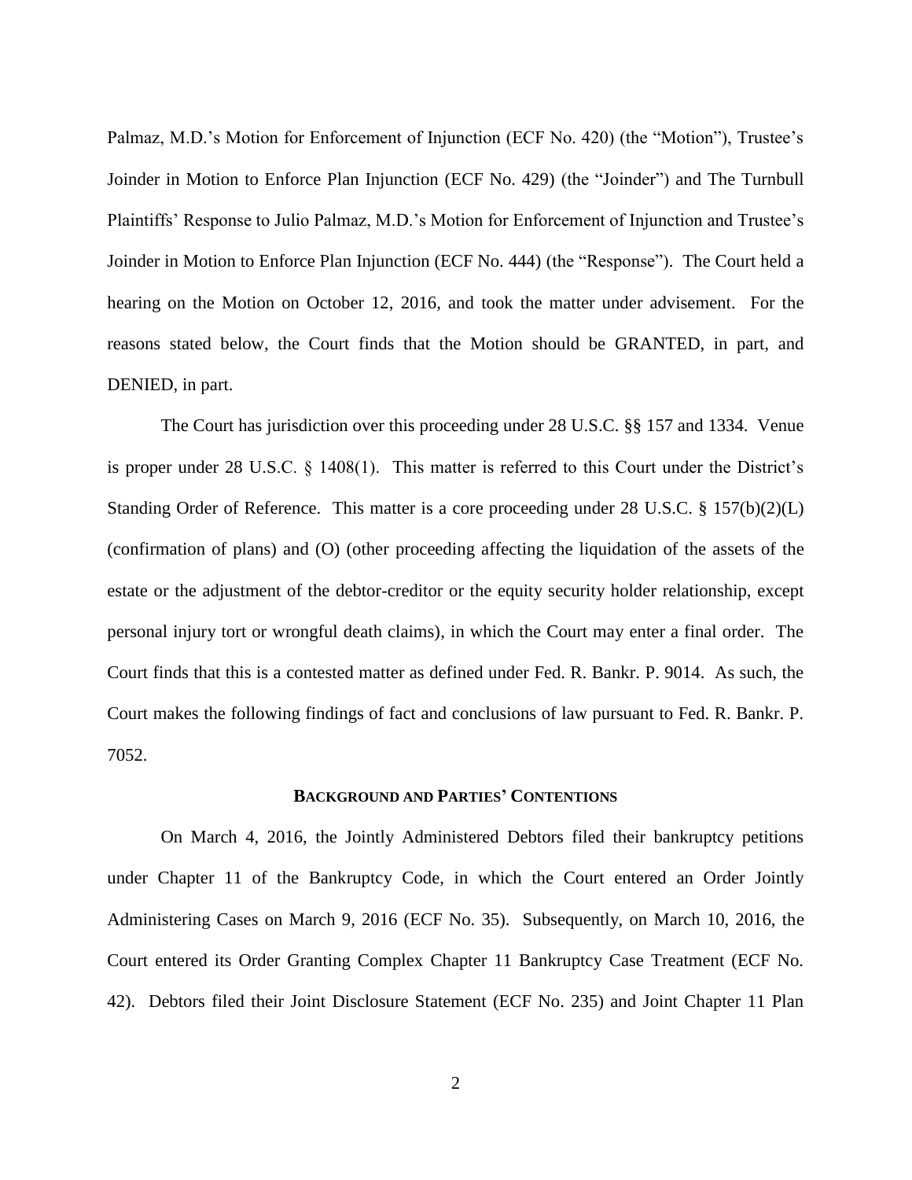Palmaz, M.D.'s Motion for Enforcement of Injunction (ECF No. 420) (the "Motion"), Trustee's Joinder in Motion to Enforce Plan Injunction (ECF No. 429) (the "Joinder") and The Turnbull Plaintiffs' Response to Julio Palmaz, M.D.'s Motion for Enforcement of Injunction and Trustee's Joinder in Motion to Enforce Plan Injunction (ECF No. 444) (the "Response"). The Court held a hearing on the Motion on October 12, 2016, and took the matter under advisement. For the reasons stated below, the Court finds that the Motion should be GRANTED, in part, and DENIED, in part.

The Court has jurisdiction over this proceeding under 28 U.S.C. §§ 157 and 1334. Venue is proper under 28 U.S.C. § 1408(1). This matter is referred to this Court under the District's Standing Order of Reference. This matter is a core proceeding under 28 U.S.C. § 157(b)(2)(L) (confirmation of plans) and (O) (other proceeding affecting the liquidation of the assets of the estate or the adjustment of the debtor-creditor or the equity security holder relationship, except personal injury tort or wrongful death claims), in which the Court may enter a final order. The Court finds that this is a contested matter as defined under Fed. R. Bankr. P. 9014. As such, the Court makes the following findings of fact and conclusions of law pursuant to Fed. R. Bankr. P. 7052.

## BACKGROUND AND PARTIES' CONTENTIONS

On March 4, 2016, the Jointly Administered Debtors filed their bankruptcy petitions under Chapter 11 of the Bankruptcy Code, in which the Court entered an Order Jointly Administering Cases on March 9, 2016 (ECF No. 35). Subsequently, on March 10, 2016, the Court entered its Order Granting Complex Chapter 11 Bankruptcy Case Treatment (ECF No. 42). Debtors filed their Joint Disclosure Statement (ECF No. 235) and Joint Chapter 11 Plan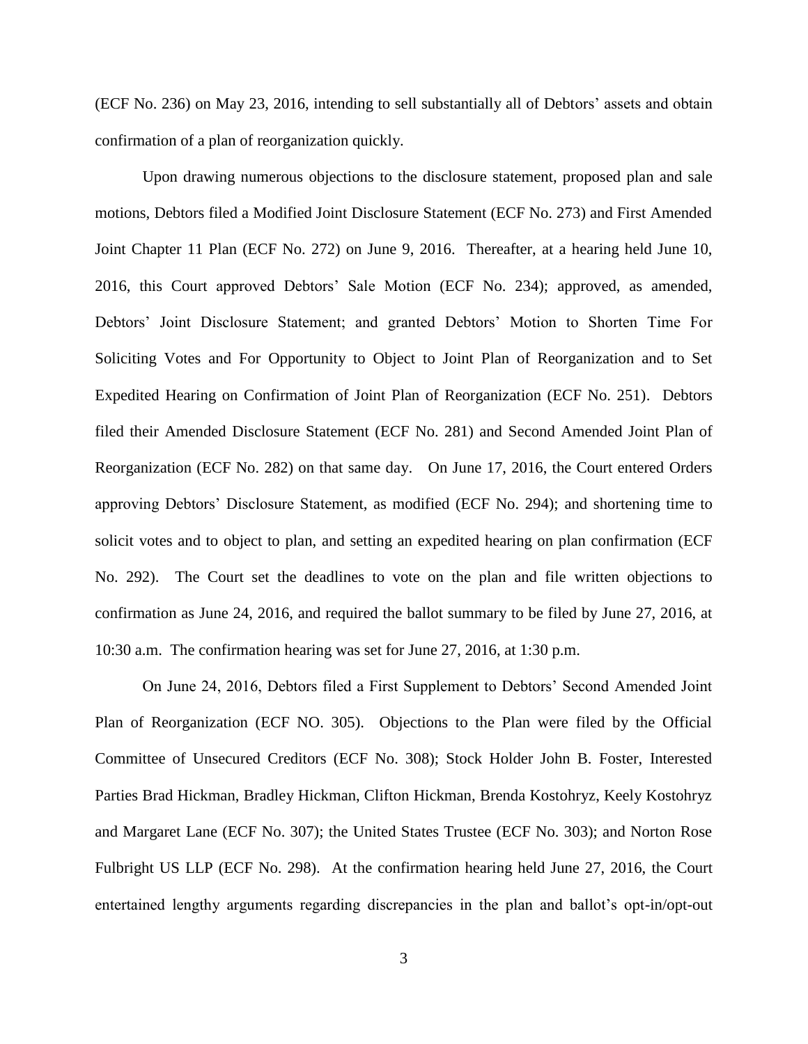(ECF No. 236) on May 23, 2016, intending to sell substantially all of Debtors' assets and obtain confirmation of a plan of reorganization quickly.

Upon drawing numerous objections to the disclosure statement, proposed plan and sale motions, Debtors filed a Modified Joint Disclosure Statement (ECF No. 273) and First Amended Joint Chapter 11 Plan (ECF No. 272) on June 9, 2016. Thereafter, at a hearing held June 10, 2016, this Court approved Debtors' Sale Motion (ECF No. 234); approved, as amended, Debtors' Joint Disclosure Statement; and granted Debtors' Motion to Shorten Time For Soliciting Votes and For Opportunity to Object to Joint Plan of Reorganization and to Set Expedited Hearing on Confirmation of Joint Plan of Reorganization (ECF No. 251). Debtors filed their Amended Disclosure Statement (ECF No. 281) and Second Amended Joint Plan of Reorganization (ECF No. 282) on that same day. On June 17, 2016, the Court entered Orders approving Debtors' Disclosure Statement, as modified (ECF No. 294); and shortening time to solicit votes and to object to plan, and setting an expedited hearing on plan confirmation (ECF No. 292). The Court set the deadlines to vote on the plan and file written objections to confirmation as June 24, 2016, and required the ballot summary to be filed by June 27, 2016, at 10:30 a.m. The confirmation hearing was set for June 27, 2016, at 1:30 p.m.

On June 24, 2016, Debtors filed a First Supplement to Debtors' Second Amended Joint Plan of Reorganization (ECF NO. 305). Objections to the Plan were filed by the Official Committee of Unsecured Creditors (ECF No. 308); Stock Holder John B. Foster, Interested Parties Brad Hickman, Bradley Hickman, Clifton Hickman, Brenda Kostohryz, Keely Kostohryz and Margaret Lane (ECF No. 307); the United States Trustee (ECF No. 303); and Norton Rose Fulbright US LLP (ECF No. 298). At the confirmation hearing held June 27, 2016, the Court entertained lengthy arguments regarding discrepancies in the plan and ballot's opt-in/opt-out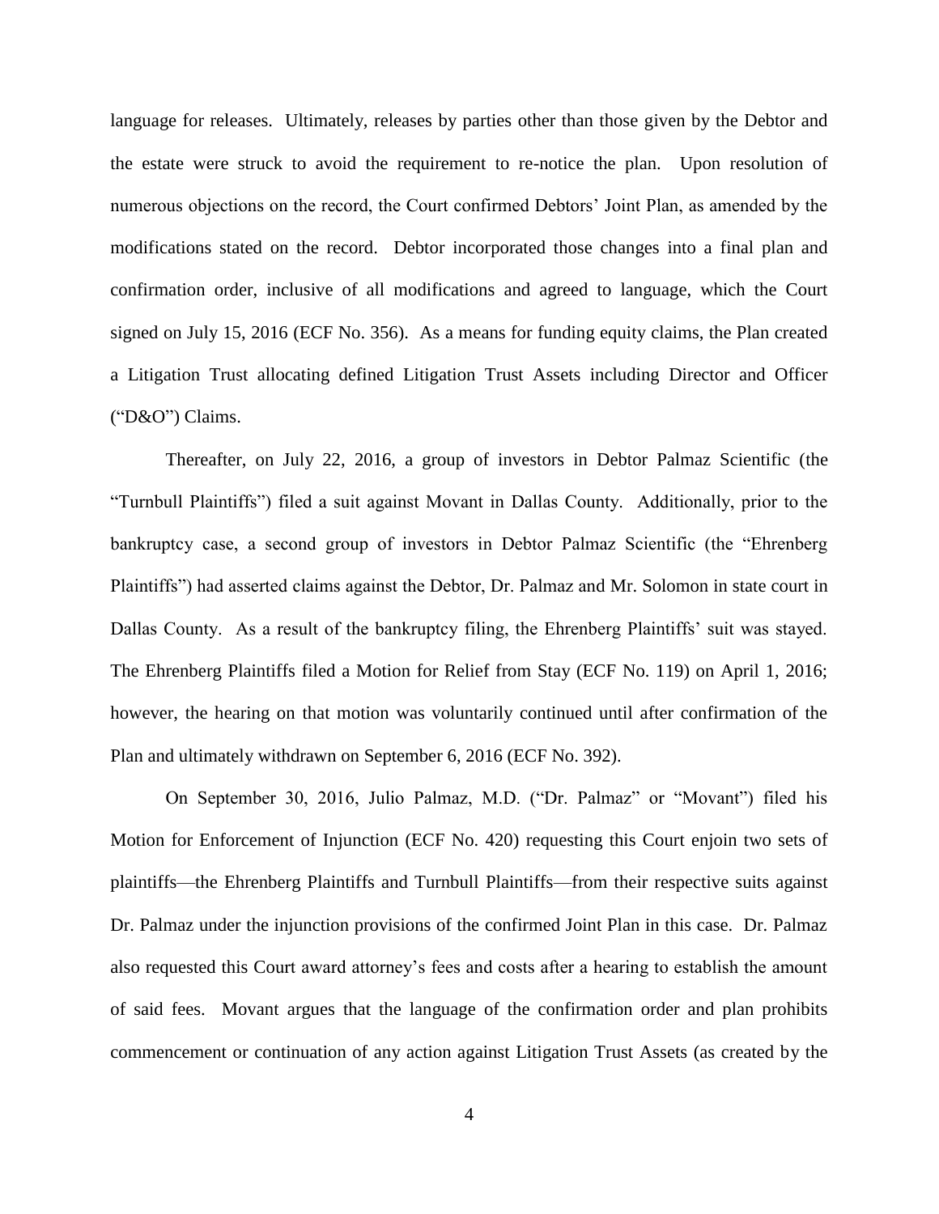language for releases. Ultimately, releases by parties other than those given by the Debtor and the estate were struck to avoid the requirement to re-notice the plan. Upon resolution of numerous objections on the record, the Court confirmed Debtors' Joint Plan, as amended by the modifications stated on the record. Debtor incorporated those changes into a final plan and confirmation order, inclusive of all modifications and agreed to language, which the Court signed on July 15, 2016 (ECF No. 356). As a means for funding equity claims, the Plan created a Litigation Trust allocating defined Litigation Trust Assets including Director and Officer ("D&O") Claims.

Thereafter, on July 22, 2016, a group of investors in Debtor Palmaz Scientific (the "Turnbull Plaintiffs") filed a suit against Movant in Dallas County. Additionally, prior to the bankruptcy case, a second group of investors in Debtor Palmaz Scientific (the "Ehrenberg Plaintiffs") had asserted claims against the Debtor, Dr. Palmaz and Mr. Solomon in state court in Dallas County. As a result of the bankruptcy filing, the Ehrenberg Plaintiffs' suit was stayed. The Ehrenberg Plaintiffs filed a Motion for Relief from Stay (ECF No. 119) on April 1, 2016; however, the hearing on that motion was voluntarily continued until after confirmation of the Plan and ultimately withdrawn on September 6, 2016 (ECF No. 392).

On September 30, 2016, Julio Palmaz, M.D. ("Dr. Palmaz" or "Movant") filed his Motion for Enforcement of Injunction (ECF No. 420) requesting this Court enjoin two sets of plaintiffs—the Ehrenberg Plaintiffs and Turnbull Plaintiffs—from their respective suits against Dr. Palmaz under the injunction provisions of the confirmed Joint Plan in this case. Dr. Palmaz also requested this Court award attorney's fees and costs after a hearing to establish the amount of said fees. Movant argues that the language of the confirmation order and plan prohibits commencement or continuation of any action against Litigation Trust Assets (as created by the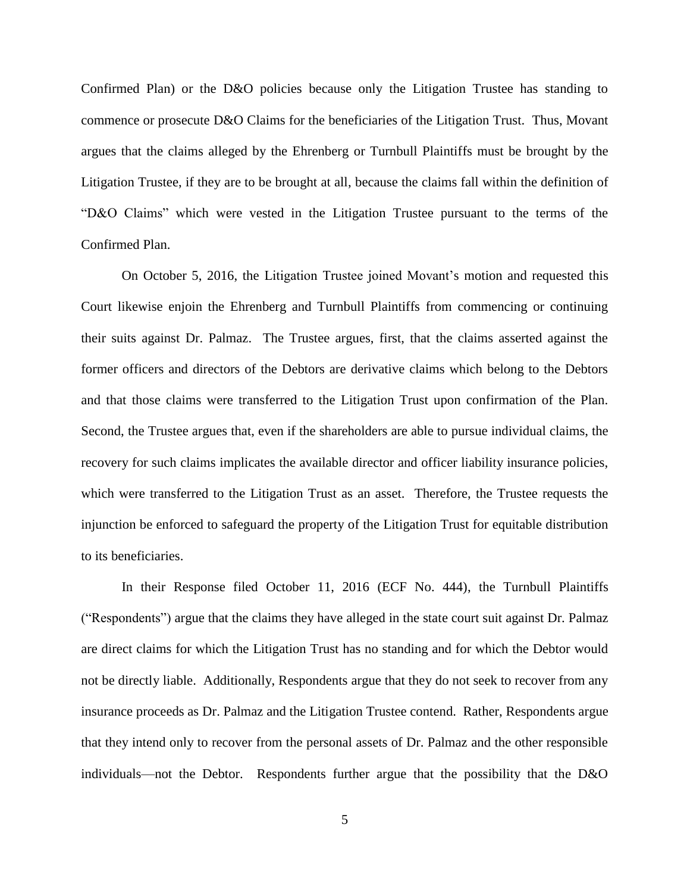Confirmed Plan) or the D&O policies because only the Litigation Trustee has standing to commence or prosecute D&O Claims for the beneficiaries of the Litigation Trust. Thus, Movant argues that the claims alleged by the Ehrenberg or Turnbull Plaintiffs must be brought by the Litigation Trustee, if they are to be brought at all, because the claims fall within the definition of "D&O Claims" which were vested in the Litigation Trustee pursuant to the terms of the Confirmed Plan.

On October 5, 2016, the Litigation Trustee joined Movant's motion and requested this Court likewise enjoin the Ehrenberg and Turnbull Plaintiffs from commencing or continuing their suits against Dr. Palmaz. The Trustee argues, first, that the claims asserted against the former officers and directors of the Debtors are derivative claims which belong to the Debtors and that those claims were transferred to the Litigation Trust upon confirmation of the Plan. Second, the Trustee argues that, even if the shareholders are able to pursue individual claims, the recovery for such claims implicates the available director and officer liability insurance policies, which were transferred to the Litigation Trust as an asset. Therefore, the Trustee requests the injunction be enforced to safeguard the property of the Litigation Trust for equitable distribution to its beneficiaries.

In their Response filed October 11, 2016 (ECF No. 444), the Turnbull Plaintiffs ("Respondents") argue that the claims they have alleged in the state court suit against Dr. Palmaz are direct claims for which the Litigation Trust has no standing and for which the Debtor would not be directly liable. Additionally, Respondents argue that they do not seek to recover from any insurance proceeds as Dr. Palmaz and the Litigation Trustee contend. Rather, Respondents argue that they intend only to recover from the personal assets of Dr. Palmaz and the other responsible individuals—not the Debtor. Respondents further argue that the possibility that the D&O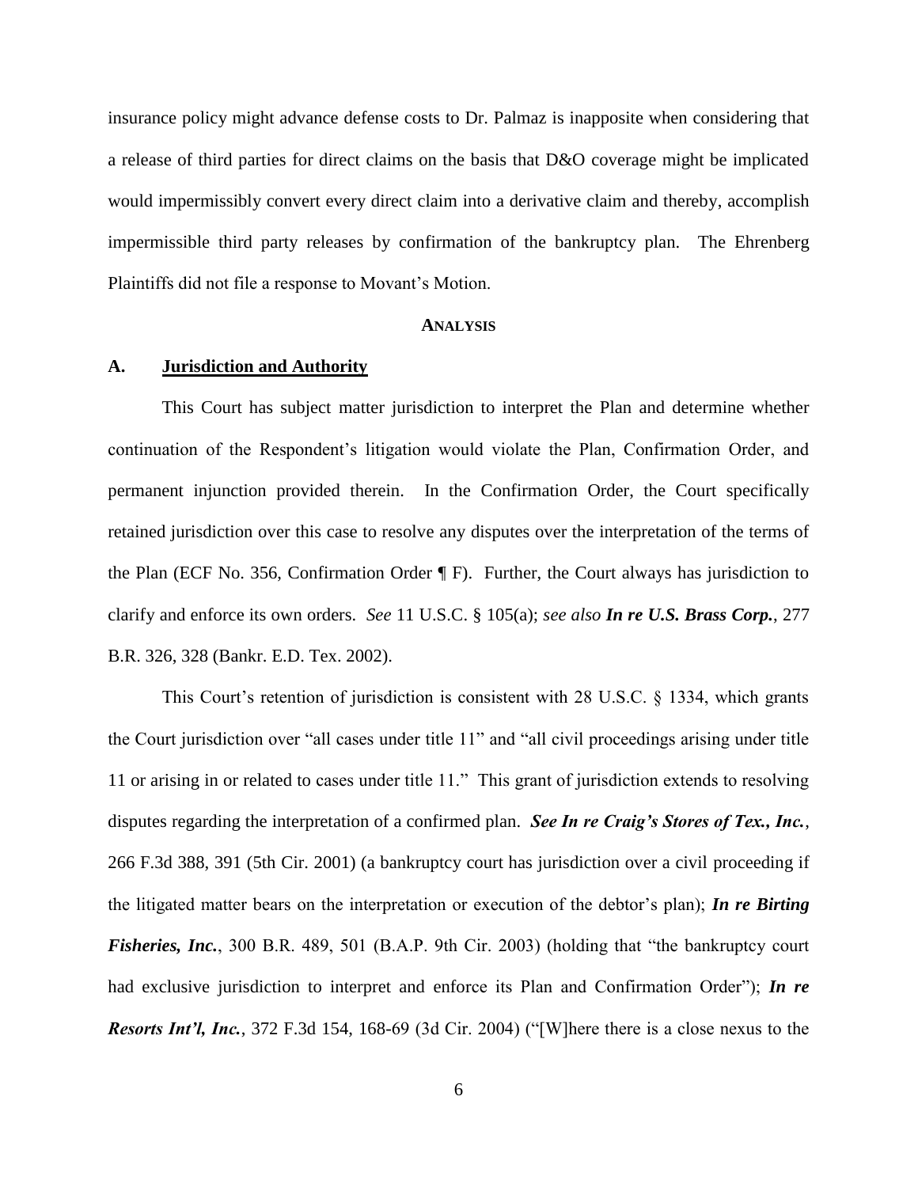insurance policy might advance defense costs to Dr. Palmaz is inapposite when considering that a release of third parties for direct claims on the basis that D&O coverage might be implicated would impermissibly convert every direct claim into a derivative claim and thereby, accomplish impermissible third party releases by confirmation of the bankruptcy plan. The Ehrenberg Plaintiffs did not file a response to Movant's Motion.

## ANALYSIS

### A. Jurisdiction and Authority

This Court has subject matter jurisdiction to interpret the Plan and determine whether continuation of the Respondent's litigation would violate the Plan, Confirmation Order, and permanent injunction provided therein. In the Confirmation Order, the Court specifically retained jurisdiction over this case to resolve any disputes over the interpretation of the terms of the Plan (ECF No. 356, Confirmation Order ¶ F). Further, the Court always has jurisdiction to clarify and enforce its own orders. *See* 11 U.S.C. § 105(a); *see also* ***In re U.S. Brass Corp.***, 277 B.R. 326, 328 (Bankr. E.D. Tex. 2002).

This Court's retention of jurisdiction is consistent with 28 U.S.C. § 1334, which grants the Court jurisdiction over "all cases under title 11" and "all civil proceedings arising under title 11 or arising in or related to cases under title 11." This grant of jurisdiction extends to resolving disputes regarding the interpretation of a confirmed plan. ***See In re Craig's Stores of Tex., Inc.***, 266 F.3d 388, 391 (5th Cir. 2001) (a bankruptcy court has jurisdiction over a civil proceeding if the litigated matter bears on the interpretation or execution of the debtor's plan); ***In re Birting Fisheries, Inc.***, 300 B.R. 489, 501 (B.A.P. 9th Cir. 2003) (holding that "the bankruptcy court had exclusive jurisdiction to interpret and enforce its Plan and Confirmation Order"); ***In re Resorts Int'l, Inc.***, 372 F.3d 154, 168-69 (3d Cir. 2004) ("[W]here there is a close nexus to the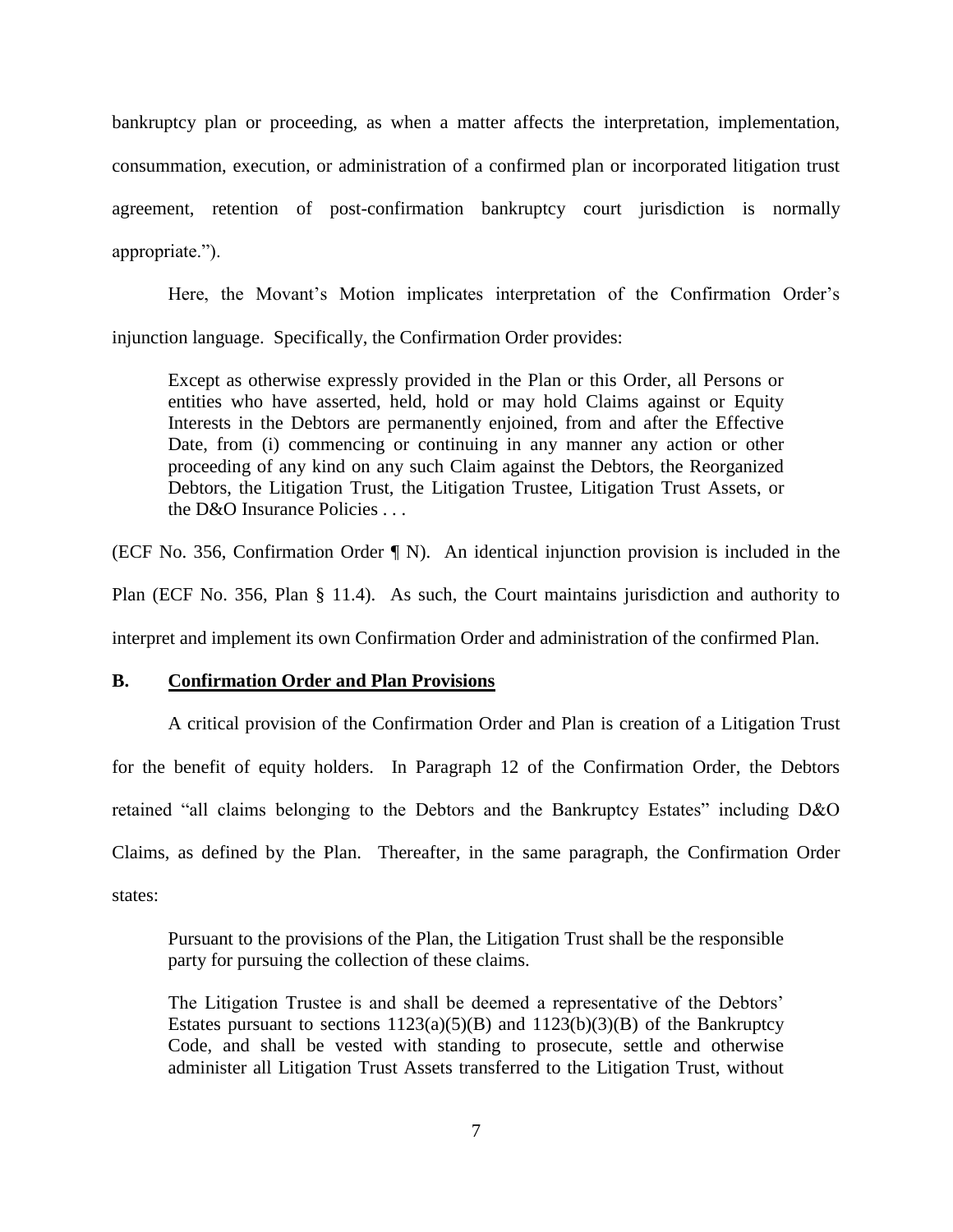bankruptcy plan or proceeding, as when a matter affects the interpretation, implementation, consummation, execution, or administration of a confirmed plan or incorporated litigation trust agreement, retention of post-confirmation bankruptcy court jurisdiction is normally appropriate.").

Here, the Movant's Motion implicates interpretation of the Confirmation Order's injunction language. Specifically, the Confirmation Order provides:

> Except as otherwise expressly provided in the Plan or this Order, all Persons or entities who have asserted, held, hold or may hold Claims against or Equity Interests in the Debtors are permanently enjoined, from and after the Effective Date, from (i) commencing or continuing in any manner any action or other proceeding of any kind on any such Claim against the Debtors, the Reorganized Debtors, the Litigation Trust, the Litigation Trustee, Litigation Trust Assets, or the D&O Insurance Policies . . .

(ECF No. 356, Confirmation Order ¶ N). An identical injunction provision is included in the Plan (ECF No. 356, Plan § 11.4). As such, the Court maintains jurisdiction and authority to interpret and implement its own Confirmation Order and administration of the confirmed Plan.

### B. Confirmation Order and Plan Provisions

A critical provision of the Confirmation Order and Plan is creation of a Litigation Trust for the benefit of equity holders. In Paragraph 12 of the Confirmation Order, the Debtors retained "all claims belonging to the Debtors and the Bankruptcy Estates" including D&O Claims, as defined by the Plan. Thereafter, in the same paragraph, the Confirmation Order states:

> Pursuant to the provisions of the Plan, the Litigation Trust shall be the responsible party for pursuing the collection of these claims.
>
> The Litigation Trustee is and shall be deemed a representative of the Debtors' Estates pursuant to sections 1123(a)(5)(B) and 1123(b)(3)(B) of the Bankruptcy Code, and shall be vested with standing to prosecute, settle and otherwise administer all Litigation Trust Assets transferred to the Litigation Trust, without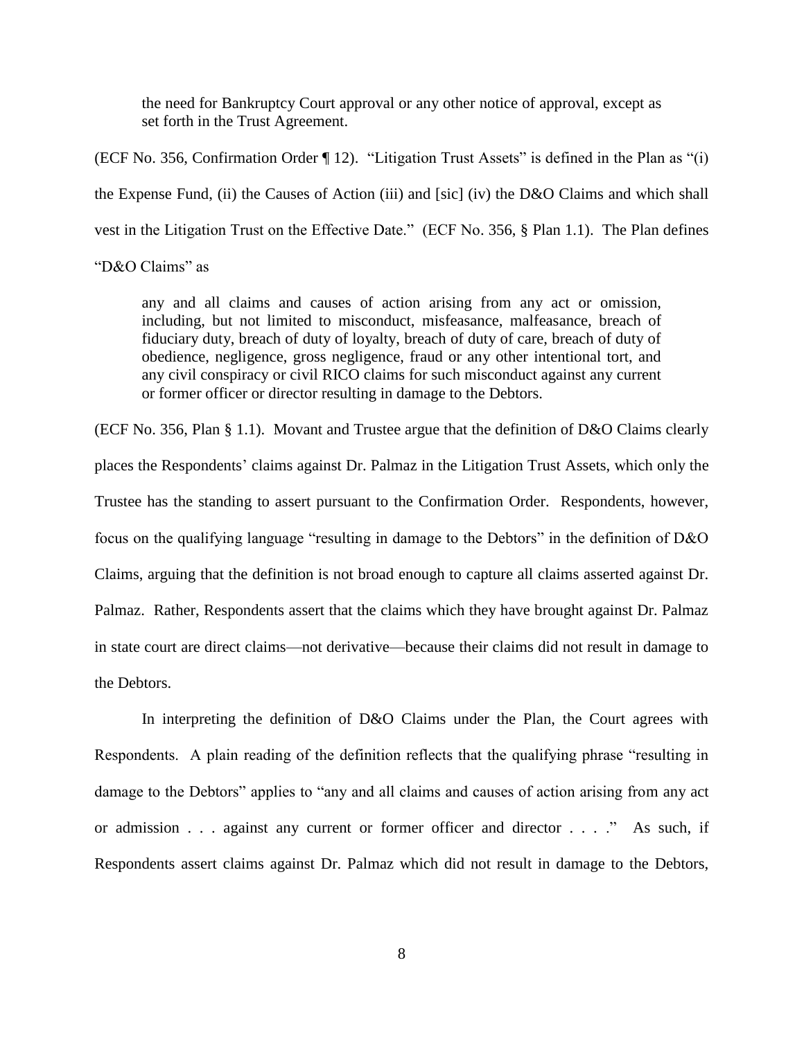> the need for Bankruptcy Court approval or any other notice of approval, except as set forth in the Trust Agreement.

(ECF No. 356, Confirmation Order ¶ 12). "Litigation Trust Assets" is defined in the Plan as "(i) the Expense Fund, (ii) the Causes of Action (iii) and [sic] (iv) the D&O Claims and which shall vest in the Litigation Trust on the Effective Date." (ECF No. 356, § Plan 1.1). The Plan defines "D&O Claims" as

> any and all claims and causes of action arising from any act or omission, including, but not limited to misconduct, misfeasance, malfeasance, breach of fiduciary duty, breach of duty of loyalty, breach of duty of care, breach of duty of obedience, negligence, gross negligence, fraud or any other intentional tort, and any civil conspiracy or civil RICO claims for such misconduct against any current or former officer or director resulting in damage to the Debtors.

(ECF No. 356, Plan § 1.1). Movant and Trustee argue that the definition of D&O Claims clearly places the Respondents' claims against Dr. Palmaz in the Litigation Trust Assets, which only the Trustee has the standing to assert pursuant to the Confirmation Order. Respondents, however, focus on the qualifying language "resulting in damage to the Debtors" in the definition of D&O Claims, arguing that the definition is not broad enough to capture all claims asserted against Dr. Palmaz. Rather, Respondents assert that the claims which they have brought against Dr. Palmaz in state court are direct claims—not derivative—because their claims did not result in damage to the Debtors.

In interpreting the definition of D&O Claims under the Plan, the Court agrees with Respondents. A plain reading of the definition reflects that the qualifying phrase "resulting in damage to the Debtors" applies to "any and all claims and causes of action arising from any act or admission . . . against any current or former officer and director . . . ." As such, if Respondents assert claims against Dr. Palmaz which did not result in damage to the Debtors,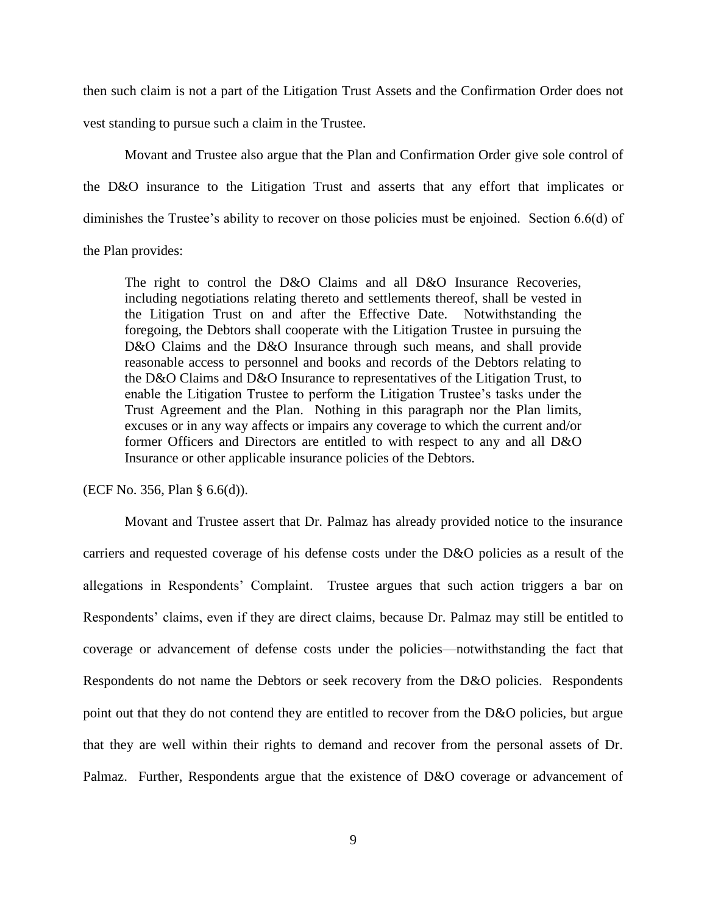then such claim is not a part of the Litigation Trust Assets and the Confirmation Order does not vest standing to pursue such a claim in the Trustee.

Movant and Trustee also argue that the Plan and Confirmation Order give sole control of the D&O insurance to the Litigation Trust and asserts that any effort that implicates or diminishes the Trustee's ability to recover on those policies must be enjoined. Section 6.6(d) of the Plan provides:

> The right to control the D&O Claims and all D&O Insurance Recoveries, including negotiations relating thereto and settlements thereof, shall be vested in the Litigation Trust on and after the Effective Date. Notwithstanding the foregoing, the Debtors shall cooperate with the Litigation Trustee in pursuing the D&O Claims and the D&O Insurance through such means, and shall provide reasonable access to personnel and books and records of the Debtors relating to the D&O Claims and D&O Insurance to representatives of the Litigation Trust, to enable the Litigation Trustee to perform the Litigation Trustee's tasks under the Trust Agreement and the Plan. Nothing in this paragraph nor the Plan limits, excuses or in any way affects or impairs any coverage to which the current and/or former Officers and Directors are entitled to with respect to any and all D&O Insurance or other applicable insurance policies of the Debtors.

(ECF No. 356, Plan § 6.6(d)).

Movant and Trustee assert that Dr. Palmaz has already provided notice to the insurance carriers and requested coverage of his defense costs under the D&O policies as a result of the allegations in Respondents' Complaint. Trustee argues that such action triggers a bar on Respondents' claims, even if they are direct claims, because Dr. Palmaz may still be entitled to coverage or advancement of defense costs under the policies—notwithstanding the fact that Respondents do not name the Debtors or seek recovery from the D&O policies. Respondents point out that they do not contend they are entitled to recover from the D&O policies, but argue that they are well within their rights to demand and recover from the personal assets of Dr. Palmaz. Further, Respondents argue that the existence of D&O coverage or advancement of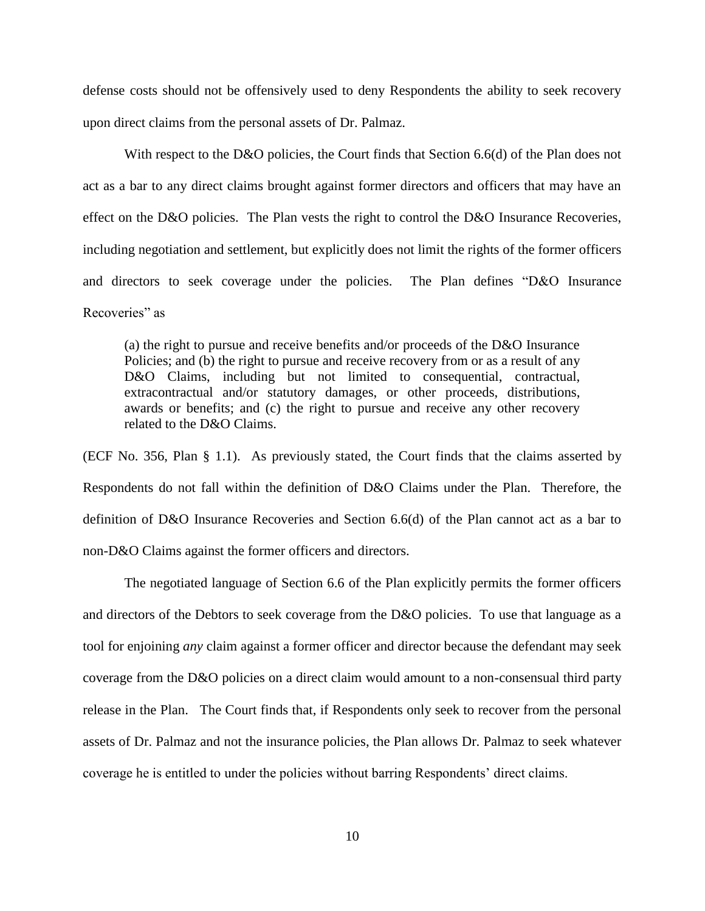defense costs should not be offensively used to deny Respondents the ability to seek recovery upon direct claims from the personal assets of Dr. Palmaz.

With respect to the D&O policies, the Court finds that Section 6.6(d) of the Plan does not act as a bar to any direct claims brought against former directors and officers that may have an effect on the D&O policies. The Plan vests the right to control the D&O Insurance Recoveries, including negotiation and settlement, but explicitly does not limit the rights of the former officers and directors to seek coverage under the policies. The Plan defines "D&O Insurance Recoveries" as

> (a) the right to pursue and receive benefits and/or proceeds of the D&O Insurance Policies; and (b) the right to pursue and receive recovery from or as a result of any D&O Claims, including but not limited to consequential, contractual, extracontractual and/or statutory damages, or other proceeds, distributions, awards or benefits; and (c) the right to pursue and receive any other recovery related to the D&O Claims.

(ECF No. 356, Plan § 1.1). As previously stated, the Court finds that the claims asserted by Respondents do not fall within the definition of D&O Claims under the Plan. Therefore, the definition of D&O Insurance Recoveries and Section 6.6(d) of the Plan cannot act as a bar to non-D&O Claims against the former officers and directors.

The negotiated language of Section 6.6 of the Plan explicitly permits the former officers and directors of the Debtors to seek coverage from the D&O policies. To use that language as a tool for enjoining *any* claim against a former officer and director because the defendant may seek coverage from the D&O policies on a direct claim would amount to a non-consensual third party release in the Plan. The Court finds that, if Respondents only seek to recover from the personal assets of Dr. Palmaz and not the insurance policies, the Plan allows Dr. Palmaz to seek whatever coverage he is entitled to under the policies without barring Respondents' direct claims.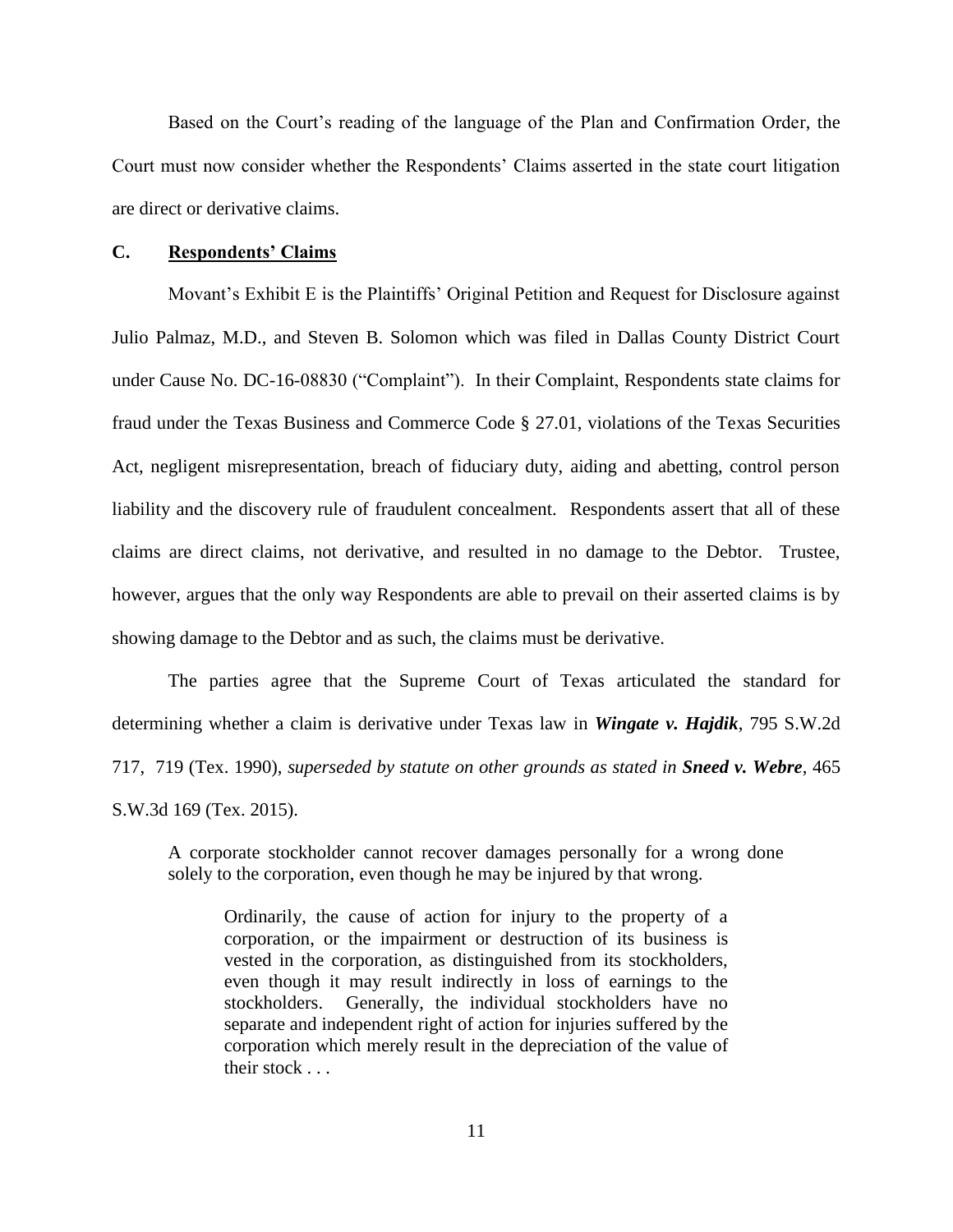Based on the Court's reading of the language of the Plan and Confirmation Order, the Court must now consider whether the Respondents' Claims asserted in the state court litigation are direct or derivative claims.

### C. <u>Respondents' Claims</u>

Movant's Exhibit E is the Plaintiffs' Original Petition and Request for Disclosure against Julio Palmaz, M.D., and Steven B. Solomon which was filed in Dallas County District Court under Cause No. DC-16-08830 ("Complaint"). In their Complaint, Respondents state claims for fraud under the Texas Business and Commerce Code § 27.01, violations of the Texas Securities Act, negligent misrepresentation, breach of fiduciary duty, aiding and abetting, control person liability and the discovery rule of fraudulent concealment. Respondents assert that all of these claims are direct claims, not derivative, and resulted in no damage to the Debtor. Trustee, however, argues that the only way Respondents are able to prevail on their asserted claims is by showing damage to the Debtor and as such, the claims must be derivative.

The parties agree that the Supreme Court of Texas articulated the standard for determining whether a claim is derivative under Texas law in ***Wingate v. Hajdik***, 795 S.W.2d 717, 719 (Tex. 1990), *superseded by statute on other grounds as stated in* ***Sneed v. Webre***, 465 S.W.3d 169 (Tex. 2015).

> A corporate stockholder cannot recover damages personally for a wrong done solely to the corporation, even though he may be injured by that wrong.
>
> > Ordinarily, the cause of action for injury to the property of a corporation, or the impairment or destruction of its business is vested in the corporation, as distinguished from its stockholders, even though it may result indirectly in loss of earnings to the stockholders. Generally, the individual stockholders have no separate and independent right of action for injuries suffered by the corporation which merely result in the depreciation of the value of their stock . . .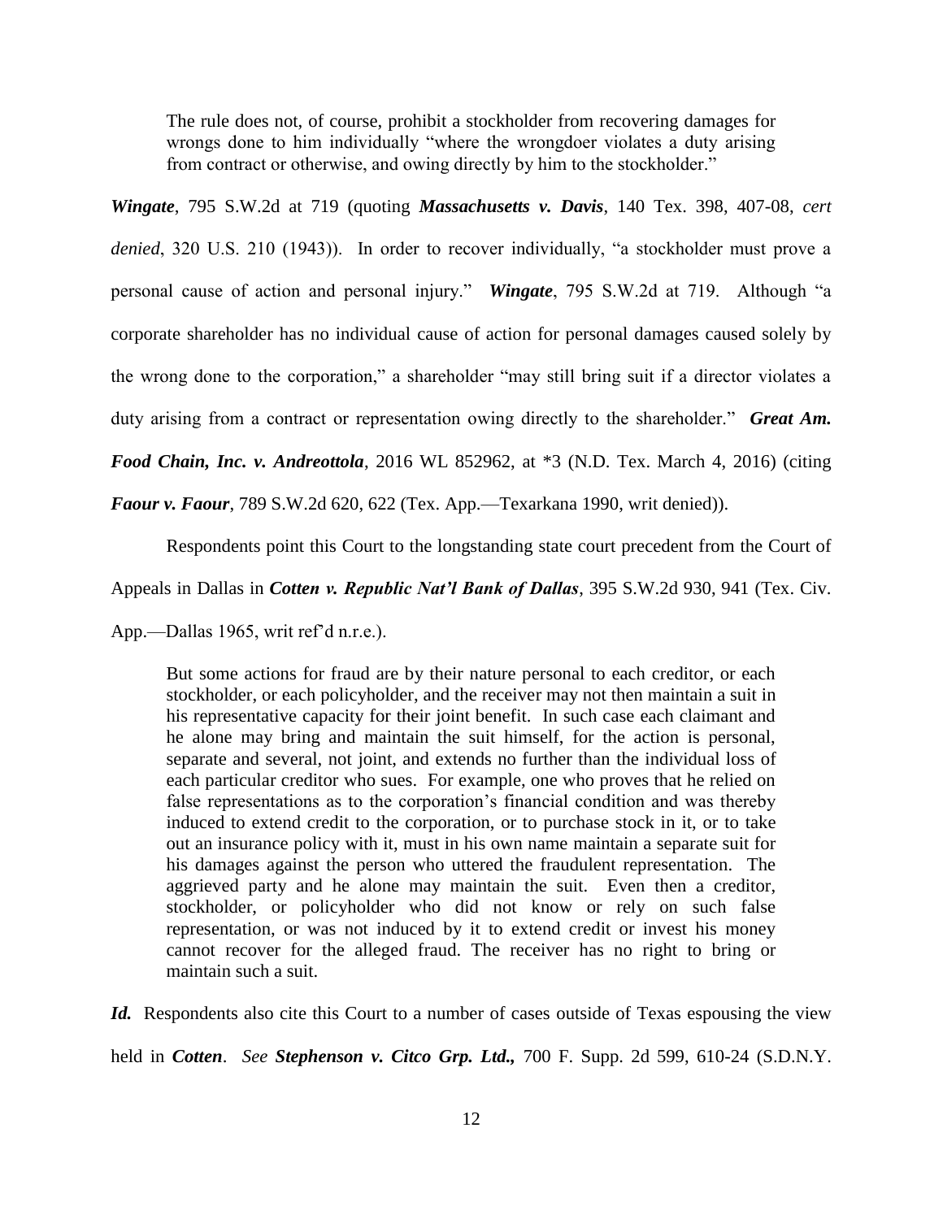> The rule does not, of course, prohibit a stockholder from recovering damages for wrongs done to him individually "where the wrongdoer violates a duty arising from contract or otherwise, and owing directly by him to the stockholder."

***Wingate***, 795 S.W.2d at 719 (quoting ***Massachusetts v. Davis***, 140 Tex. 398, 407-08, *cert denied*, 320 U.S. 210 (1943)). In order to recover individually, "a stockholder must prove a personal cause of action and personal injury." ***Wingate***, 795 S.W.2d at 719. Although "a corporate shareholder has no individual cause of action for personal damages caused solely by the wrong done to the corporation," a shareholder "may still bring suit if a director violates a duty arising from a contract or representation owing directly to the shareholder." ***Great Am. Food Chain, Inc. v. Andreottola***, 2016 WL 852962, at *3 (N.D. Tex. March 4, 2016) (citing ***Faour v. Faour***, 789 S.W.2d 620, 622 (Tex. App.—Texarkana 1990, writ denied)).

Respondents point this Court to the longstanding state court precedent from the Court of Appeals in Dallas in ***Cotten v. Republic Nat'l Bank of Dallas***, 395 S.W.2d 930, 941 (Tex. Civ. App.—Dallas 1965, writ ref'd n.r.e.).

> But some actions for fraud are by their nature personal to each creditor, or each stockholder, or each policyholder, and the receiver may not then maintain a suit in his representative capacity for their joint benefit. In such case each claimant and he alone may bring and maintain the suit himself, for the action is personal, separate and several, not joint, and extends no further than the individual loss of each particular creditor who sues. For example, one who proves that he relied on false representations as to the corporation's financial condition and was thereby induced to extend credit to the corporation, or to purchase stock in it, or to take out an insurance policy with it, must in his own name maintain a separate suit for his damages against the person who uttered the fraudulent representation. The aggrieved party and he alone may maintain the suit. Even then a creditor, stockholder, or policyholder who did not know or rely on such false representation, or was not induced by it to extend credit or invest his money cannot recover for the alleged fraud. The receiver has no right to bring or maintain such a suit.

***Id.*** Respondents also cite this Court to a number of cases outside of Texas espousing the view held in ***Cotten***. *See* ***Stephenson v. Citco Grp. Ltd.,*** 700 F. Supp. 2d 599, 610-24 (S.D.N.Y.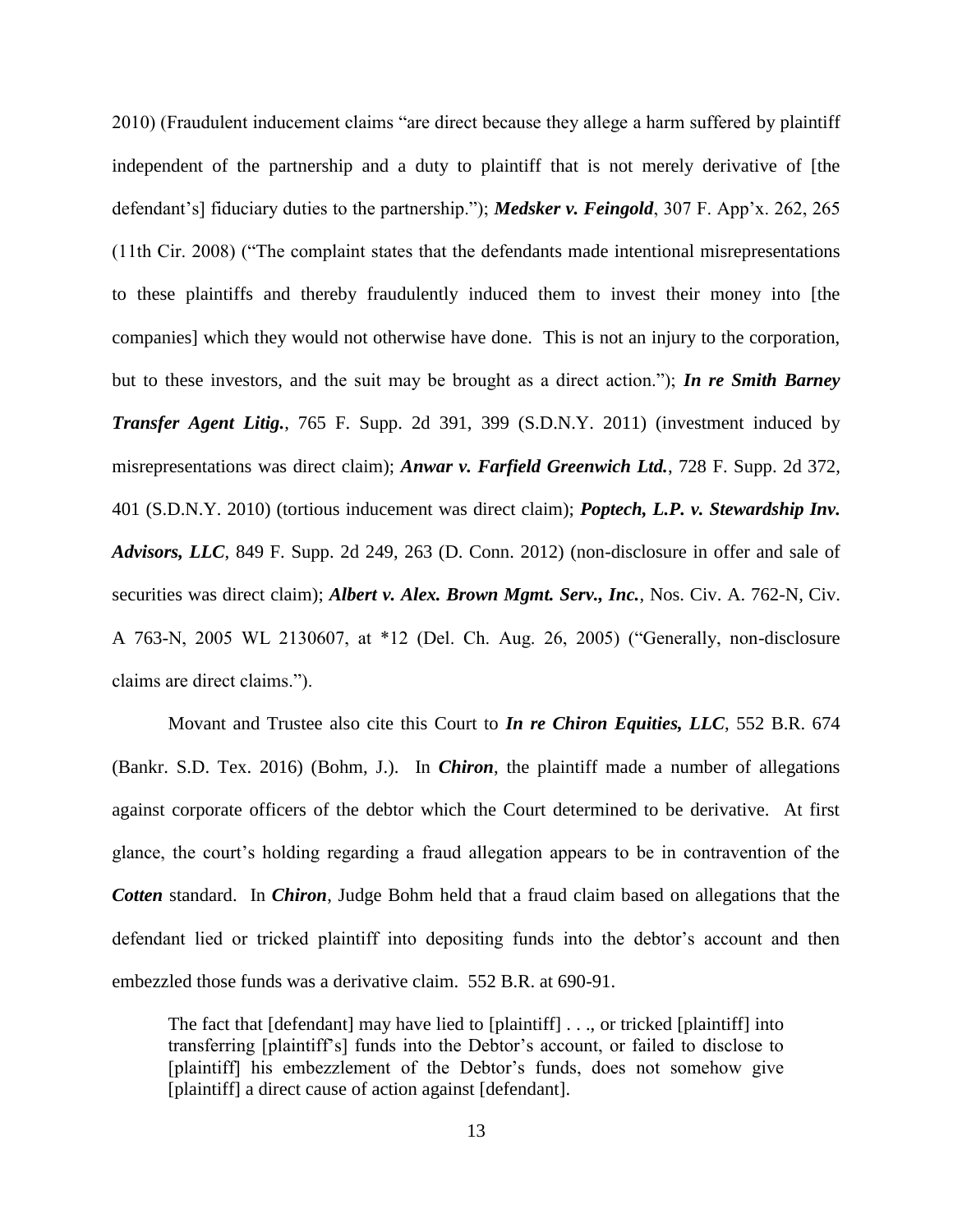2010) (Fraudulent inducement claims "are direct because they allege a harm suffered by plaintiff independent of the partnership and a duty to plaintiff that is not merely derivative of [the defendant's] fiduciary duties to the partnership."); ***Medsker v. Feingold***, 307 F. App'x. 262, 265 (11th Cir. 2008) ("The complaint states that the defendants made intentional misrepresentations to these plaintiffs and thereby fraudulently induced them to invest their money into [the companies] which they would not otherwise have done. This is not an injury to the corporation, but to these investors, and the suit may be brought as a direct action."); ***In re Smith Barney Transfer Agent Litig.***, 765 F. Supp. 2d 391, 399 (S.D.N.Y. 2011) (investment induced by misrepresentations was direct claim); ***Anwar v. Farfield Greenwich Ltd.***, 728 F. Supp. 2d 372, 401 (S.D.N.Y. 2010) (tortious inducement was direct claim); ***Poptech, L.P. v. Stewardship Inv. Advisors, LLC***, 849 F. Supp. 2d 249, 263 (D. Conn. 2012) (non-disclosure in offer and sale of securities was direct claim); ***Albert v. Alex. Brown Mgmt. Serv., Inc.***, Nos. Civ. A. 762-N, Civ. A 763-N, 2005 WL 2130607, at *12 (Del. Ch. Aug. 26, 2005) ("Generally, non-disclosure claims are direct claims.").

Movant and Trustee also cite this Court to ***In re Chiron Equities, LLC***, 552 B.R. 674 (Bankr. S.D. Tex. 2016) (Bohm, J.). In ***Chiron***, the plaintiff made a number of allegations against corporate officers of the debtor which the Court determined to be derivative. At first glance, the court's holding regarding a fraud allegation appears to be in contravention of the ***Cotten*** standard. In ***Chiron***, Judge Bohm held that a fraud claim based on allegations that the defendant lied or tricked plaintiff into depositing funds into the debtor's account and then embezzled those funds was a derivative claim. 552 B.R. at 690-91.

> The fact that [defendant] may have lied to [plaintiff] . . ., or tricked [plaintiff] into transferring [plaintiff's] funds into the Debtor's account, or failed to disclose to [plaintiff] his embezzlement of the Debtor's funds, does not somehow give [plaintiff] a direct cause of action against [defendant].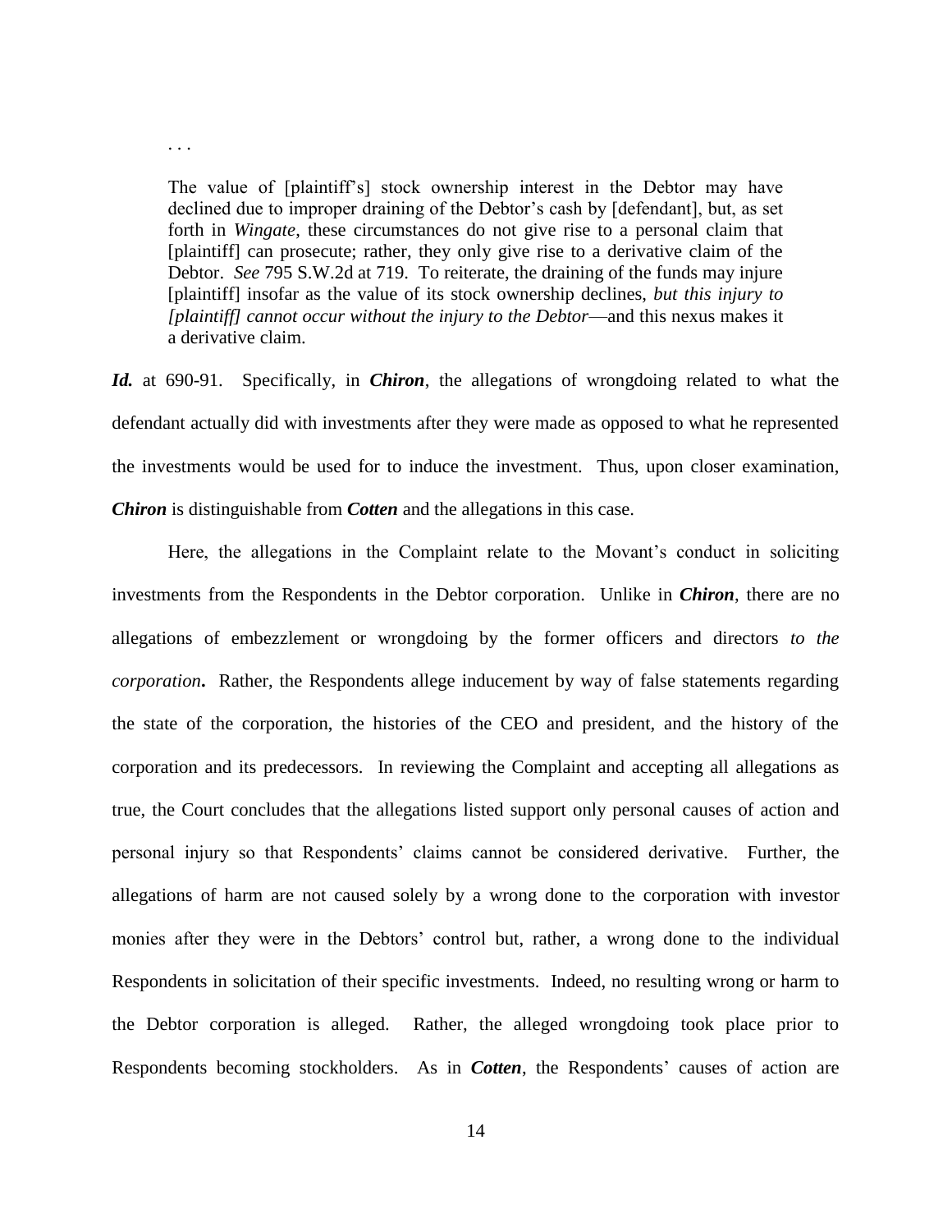> . . .
>
> The value of [plaintiff's] stock ownership interest in the Debtor may have declined due to improper draining of the Debtor's cash by [defendant], but, as set forth in *Wingate*, these circumstances do not give rise to a personal claim that [plaintiff] can prosecute; rather, they only give rise to a derivative claim of the Debtor. *See* 795 S.W.2d at 719. To reiterate, the draining of the funds may injure [plaintiff] insofar as the value of its stock ownership declines, *but this injury to [plaintiff] cannot occur without the injury to the Debtor*—and this nexus makes it a derivative claim.

***Id.*** at 690-91. Specifically, in ***Chiron***, the allegations of wrongdoing related to what the defendant actually did with investments after they were made as opposed to what he represented the investments would be used for to induce the investment. Thus, upon closer examination, ***Chiron*** is distinguishable from ***Cotten*** and the allegations in this case.

Here, the allegations in the Complaint relate to the Movant's conduct in soliciting investments from the Respondents in the Debtor corporation. Unlike in ***Chiron***, there are no allegations of embezzlement or wrongdoing by the former officers and directors ***to the corporation*****.** Rather, the Respondents allege inducement by way of false statements regarding the state of the corporation, the histories of the CEO and president, and the history of the corporation and its predecessors. In reviewing the Complaint and accepting all allegations as true, the Court concludes that the allegations listed support only personal causes of action and personal injury so that Respondents' claims cannot be considered derivative. Further, the allegations of harm are not caused solely by a wrong done to the corporation with investor monies after they were in the Debtors' control but, rather, a wrong done to the individual Respondents in solicitation of their specific investments. Indeed, no resulting wrong or harm to the Debtor corporation is alleged. Rather, the alleged wrongdoing took place prior to Respondents becoming stockholders. As in ***Cotten***, the Respondents' causes of action are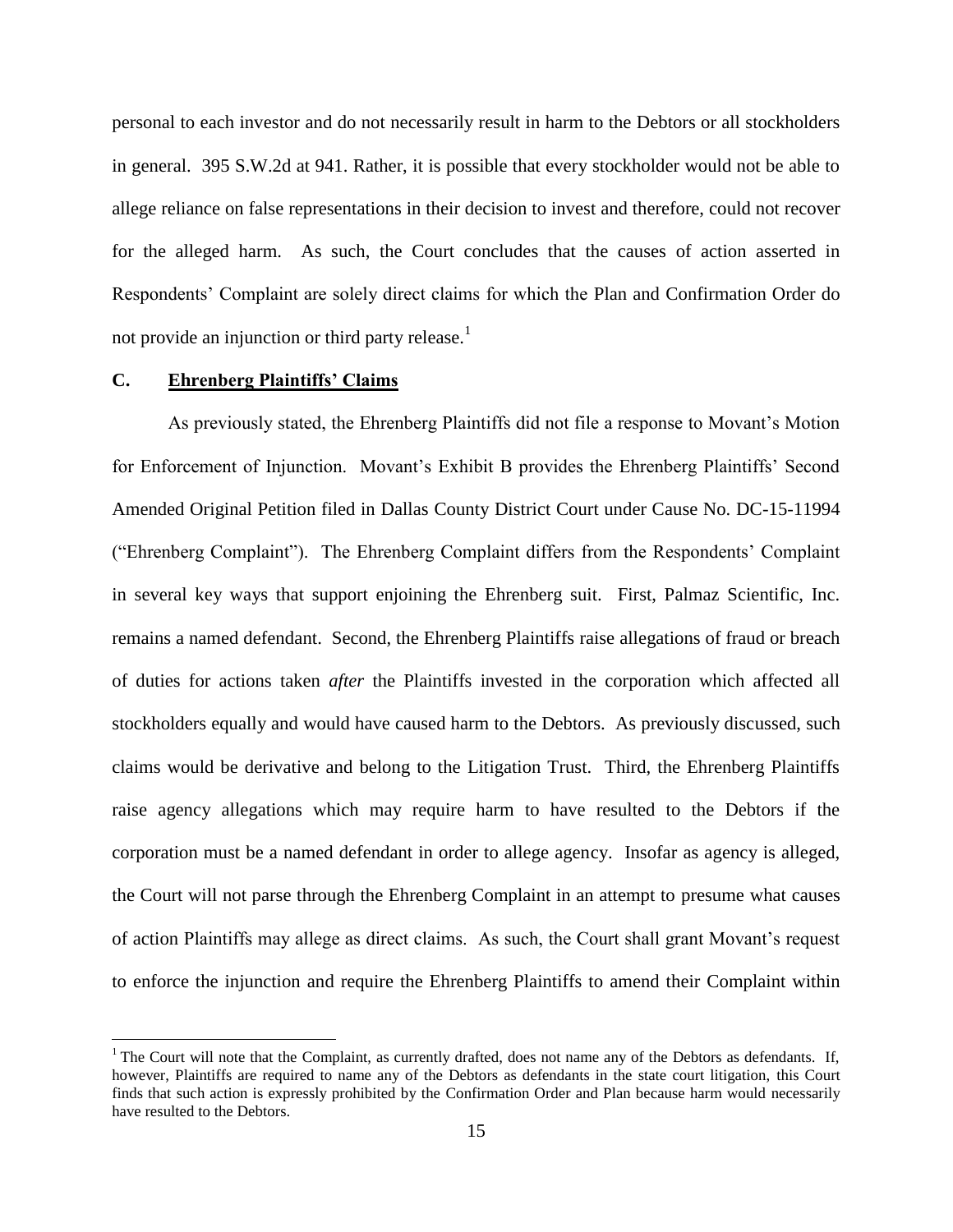personal to each investor and do not necessarily result in harm to the Debtors or all stockholders in general. 395 S.W.2d at 941. Rather, it is possible that every stockholder would not be able to allege reliance on false representations in their decision to invest and therefore, could not recover for the alleged harm. As such, the Court concludes that the causes of action asserted in Respondents' Complaint are solely direct claims for which the Plan and Confirmation Order do not provide an injunction or third party release.[1]

### C. **Ehrenberg Plaintiffs' Claims**

As previously stated, the Ehrenberg Plaintiffs did not file a response to Movant's Motion for Enforcement of Injunction. Movant's Exhibit B provides the Ehrenberg Plaintiffs' Second Amended Original Petition filed in Dallas County District Court under Cause No. DC-15-11994 ("Ehrenberg Complaint"). The Ehrenberg Complaint differs from the Respondents' Complaint in several key ways that support enjoining the Ehrenberg suit. First, Palmaz Scientific, Inc. remains a named defendant. Second, the Ehrenberg Plaintiffs raise allegations of fraud or breach of duties for actions taken *after* the Plaintiffs invested in the corporation which affected all stockholders equally and would have caused harm to the Debtors. As previously discussed, such claims would be derivative and belong to the Litigation Trust. Third, the Ehrenberg Plaintiffs raise agency allegations which may require harm to have resulted to the Debtors if the corporation must be a named defendant in order to allege agency. Insofar as agency is alleged, the Court will not parse through the Ehrenberg Complaint in an attempt to presume what causes of action Plaintiffs may allege as direct claims. As such, the Court shall grant Movant's request to enforce the injunction and require the Ehrenberg Plaintiffs to amend their Complaint within

---

[1] The Court will note that the Complaint, as currently drafted, does not name any of the Debtors as defendants. If, however, Plaintiffs are required to name any of the Debtors as defendants in the state court litigation, this Court finds that such action is expressly prohibited by the Confirmation Order and Plan because harm would necessarily have resulted to the Debtors.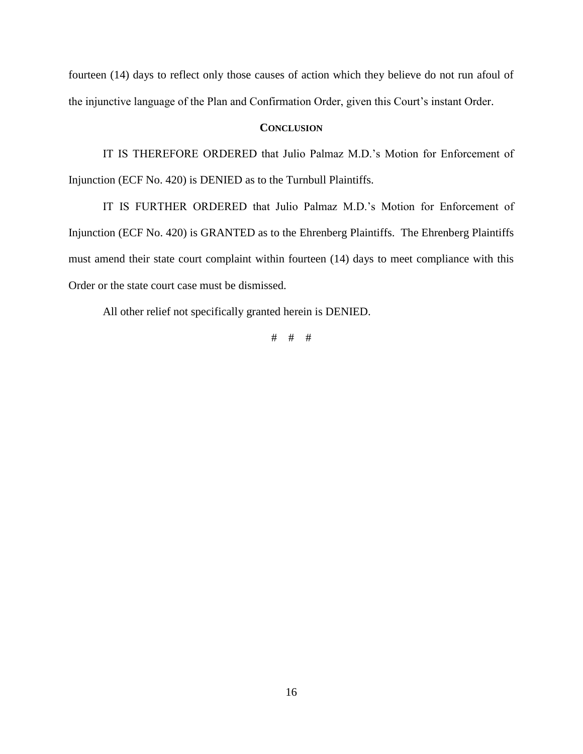fourteen (14) days to reflect only those causes of action which they believe do not run afoul of the injunctive language of the Plan and Confirmation Order, given this Court's instant Order.

## CONCLUSION

IT IS THEREFORE ORDERED that Julio Palmaz M.D.'s Motion for Enforcement of Injunction (ECF No. 420) is DENIED as to the Turnbull Plaintiffs.

IT IS FURTHER ORDERED that Julio Palmaz M.D.'s Motion for Enforcement of Injunction (ECF No. 420) is GRANTED as to the Ehrenberg Plaintiffs. The Ehrenberg Plaintiffs must amend their state court complaint within fourteen (14) days to meet compliance with this Order or the state court case must be dismissed.

All other relief not specifically granted herein is DENIED.

# # #